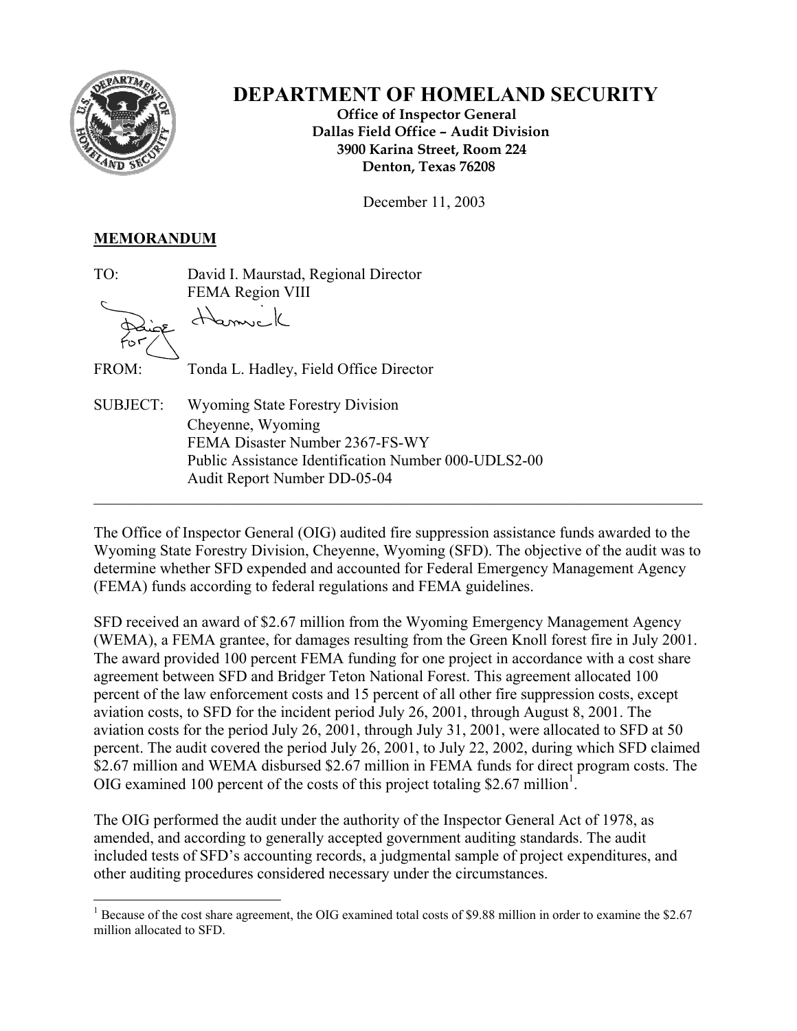# DEPARTMENT OF HOMELAND SECURITY

**Office of Inspector General**
**Dallas Field Office – Audit Division**
**3900 Karina Street, Room 224**
**Denton, Texas 76208**

December 11, 2003

**MEMORANDUM**

TO: David I. Maurstad, Regional Director
FEMA Region VIII

Paige Hamrick for

FROM: Tonda L. Hadley, Field Office Director

SUBJECT: Wyoming State Forestry Division
Cheyenne, Wyoming
FEMA Disaster Number 2367-FS-WY
Public Assistance Identification Number 000-UDLS2-00
Audit Report Number DD-05-04

---

The Office of Inspector General (OIG) audited fire suppression assistance funds awarded to the Wyoming State Forestry Division, Cheyenne, Wyoming (SFD). The objective of the audit was to determine whether SFD expended and accounted for Federal Emergency Management Agency (FEMA) funds according to federal regulations and FEMA guidelines.

SFD received an award of $2.67 million from the Wyoming Emergency Management Agency (WEMA), a FEMA grantee, for damages resulting from the Green Knoll forest fire in July 2001. The award provided 100 percent FEMA funding for one project in accordance with a cost share agreement between SFD and Bridger Teton National Forest. This agreement allocated 100 percent of the law enforcement costs and 15 percent of all other fire suppression costs, except aviation costs, to SFD for the incident period July 26, 2001, through August 8, 2001. The aviation costs for the period July 26, 2001, through July 31, 2001, were allocated to SFD at 50 percent. The audit covered the period July 26, 2001, to July 22, 2002, during which SFD claimed $2.67 million and WEMA disbursed $2.67 million in FEMA funds for direct program costs. The OIG examined 100 percent of the costs of this project totaling $2.67 million[1].

The OIG performed the audit under the authority of the Inspector General Act of 1978, as amended, and according to generally accepted government auditing standards. The audit included tests of SFD's accounting records, a judgmental sample of project expenditures, and other auditing procedures considered necessary under the circumstances.

---

[1] Because of the cost share agreement, the OIG examined total costs of $9.88 million in order to examine the $2.67 million allocated to SFD.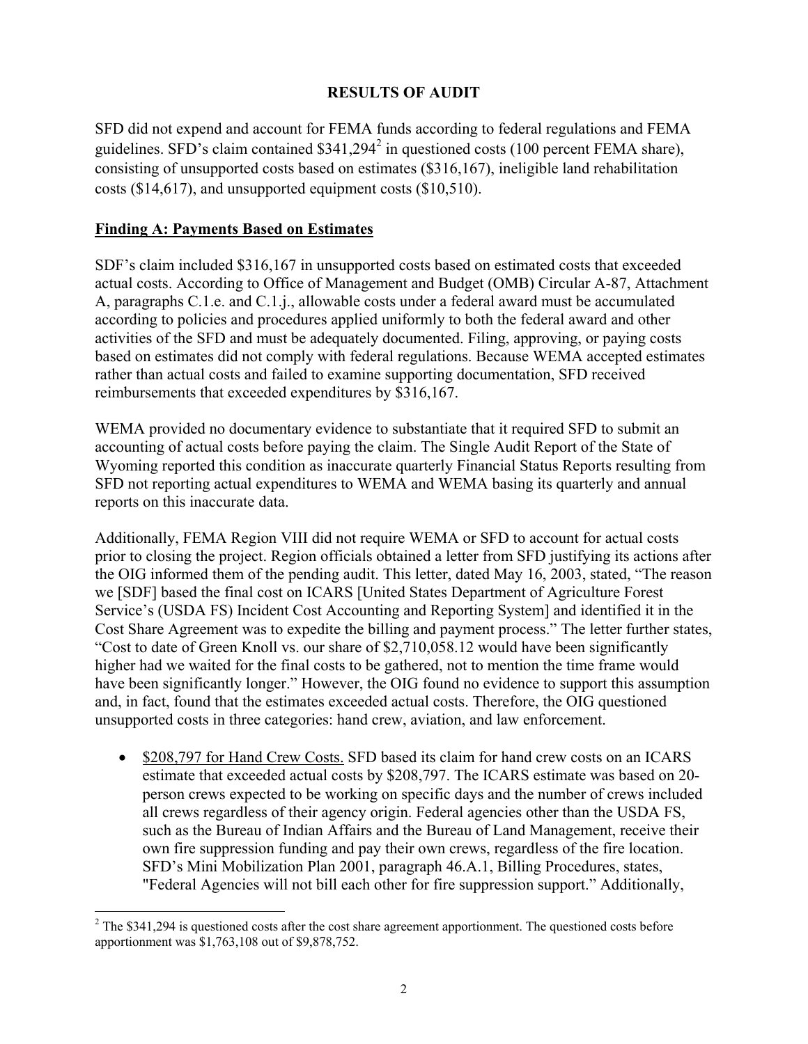## RESULTS OF AUDIT

SFD did not expend and account for FEMA funds according to federal regulations and FEMA guidelines. SFD's claim contained $341,294[2] in questioned costs (100 percent FEMA share), consisting of unsupported costs based on estimates ($316,167), ineligible land rehabilitation costs ($14,617), and unsupported equipment costs ($10,510).

### Finding A: Payments Based on Estimates

SDF's claim included $316,167 in unsupported costs based on estimated costs that exceeded actual costs. According to Office of Management and Budget (OMB) Circular A-87, Attachment A, paragraphs C.1.e. and C.1.j., allowable costs under a federal award must be accumulated according to policies and procedures applied uniformly to both the federal award and other activities of the SFD and must be adequately documented. Filing, approving, or paying costs based on estimates did not comply with federal regulations. Because WEMA accepted estimates rather than actual costs and failed to examine supporting documentation, SFD received reimbursements that exceeded expenditures by $316,167.

WEMA provided no documentary evidence to substantiate that it required SFD to submit an accounting of actual costs before paying the claim. The Single Audit Report of the State of Wyoming reported this condition as inaccurate quarterly Financial Status Reports resulting from SFD not reporting actual expenditures to WEMA and WEMA basing its quarterly and annual reports on this inaccurate data.

Additionally, FEMA Region VIII did not require WEMA or SFD to account for actual costs prior to closing the project. Region officials obtained a letter from SFD justifying its actions after the OIG informed them of the pending audit. This letter, dated May 16, 2003, stated, "The reason we [SDF] based the final cost on ICARS [United States Department of Agriculture Forest Service's (USDA FS) Incident Cost Accounting and Reporting System] and identified it in the Cost Share Agreement was to expedite the billing and payment process." The letter further states, "Cost to date of Green Knoll vs. our share of $2,710,058.12 would have been significantly higher had we waited for the final costs to be gathered, not to mention the time frame would have been significantly longer." However, the OIG found no evidence to support this assumption and, in fact, found that the estimates exceeded actual costs. Therefore, the OIG questioned unsupported costs in three categories: hand crew, aviation, and law enforcement.

- $208,797 for Hand Crew Costs. SFD based its claim for hand crew costs on an ICARS estimate that exceeded actual costs by $208,797. The ICARS estimate was based on 20-person crews expected to be working on specific days and the number of crews included all crews regardless of their agency origin. Federal agencies other than the USDA FS, such as the Bureau of Indian Affairs and the Bureau of Land Management, receive their own fire suppression funding and pay their own crews, regardless of the fire location. SFD's Mini Mobilization Plan 2001, paragraph 46.A.1, Billing Procedures, states, "Federal Agencies will not bill each other for fire suppression support." Additionally,

[2] The $341,294 is questioned costs after the cost share agreement apportionment. The questioned costs before apportionment was $1,763,108 out of $9,878,752.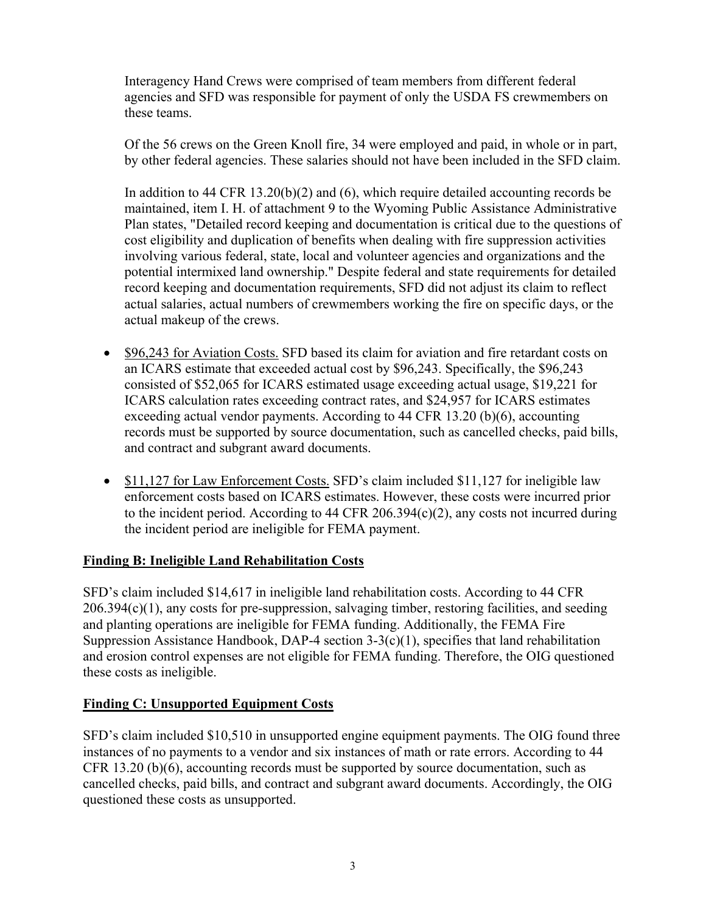Interagency Hand Crews were comprised of team members from different federal agencies and SFD was responsible for payment of only the USDA FS crewmembers on these teams.

Of the 56 crews on the Green Knoll fire, 34 were employed and paid, in whole or in part, by other federal agencies. These salaries should not have been included in the SFD claim.

In addition to 44 CFR 13.20(b)(2) and (6), which require detailed accounting records be maintained, item I. H. of attachment 9 to the Wyoming Public Assistance Administrative Plan states, "Detailed record keeping and documentation is critical due to the questions of cost eligibility and duplication of benefits when dealing with fire suppression activities involving various federal, state, local and volunteer agencies and organizations and the potential intermixed land ownership." Despite federal and state requirements for detailed record keeping and documentation requirements, SFD did not adjust its claim to reflect actual salaries, actual numbers of crewmembers working the fire on specific days, or the actual makeup of the crews.

- <u>$96,243 for Aviation Costs.</u> SFD based its claim for aviation and fire retardant costs on an ICARS estimate that exceeded actual cost by $96,243. Specifically, the $96,243 consisted of $52,065 for ICARS estimated usage exceeding actual usage, $19,221 for ICARS calculation rates exceeding contract rates, and $24,957 for ICARS estimates exceeding actual vendor payments. According to 44 CFR 13.20 (b)(6), accounting records must be supported by source documentation, such as cancelled checks, paid bills, and contract and subgrant award documents.

- <u>$11,127 for Law Enforcement Costs.</u> SFD's claim included $11,127 for ineligible law enforcement costs based on ICARS estimates. However, these costs were incurred prior to the incident period. According to 44 CFR 206.394(c)(2), any costs not incurred during the incident period are ineligible for FEMA payment.

## Finding B: Ineligible Land Rehabilitation Costs

SFD's claim included $14,617 in ineligible land rehabilitation costs. According to 44 CFR 206.394(c)(1), any costs for pre-suppression, salvaging timber, restoring facilities, and seeding and planting operations are ineligible for FEMA funding. Additionally, the FEMA Fire Suppression Assistance Handbook, DAP-4 section 3-3(c)(1), specifies that land rehabilitation and erosion control expenses are not eligible for FEMA funding. Therefore, the OIG questioned these costs as ineligible.

## Finding C: Unsupported Equipment Costs

SFD's claim included $10,510 in unsupported engine equipment payments. The OIG found three instances of no payments to a vendor and six instances of math or rate errors. According to 44 CFR 13.20 (b)(6), accounting records must be supported by source documentation, such as cancelled checks, paid bills, and contract and subgrant award documents. Accordingly, the OIG questioned these costs as unsupported.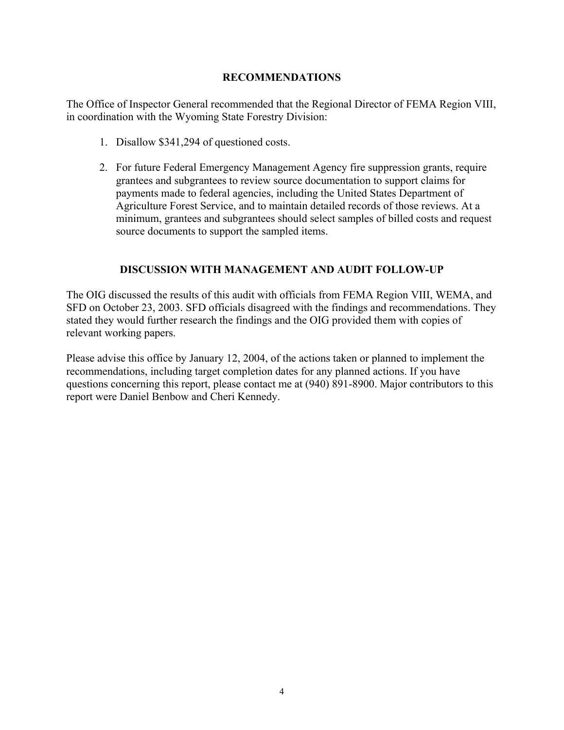## RECOMMENDATIONS

The Office of Inspector General recommended that the Regional Director of FEMA Region VIII, in coordination with the Wyoming State Forestry Division:

1. Disallow $341,294 of questioned costs.

2. For future Federal Emergency Management Agency fire suppression grants, require grantees and subgrantees to review source documentation to support claims for payments made to federal agencies, including the United States Department of Agriculture Forest Service, and to maintain detailed records of those reviews. At a minimum, grantees and subgrantees should select samples of billed costs and request source documents to support the sampled items.

## DISCUSSION WITH MANAGEMENT AND AUDIT FOLLOW-UP

The OIG discussed the results of this audit with officials from FEMA Region VIII, WEMA, and SFD on October 23, 2003. SFD officials disagreed with the findings and recommendations. They stated they would further research the findings and the OIG provided them with copies of relevant working papers.

Please advise this office by January 12, 2004, of the actions taken or planned to implement the recommendations, including target completion dates for any planned actions. If you have questions concerning this report, please contact me at (940) 891-8900. Major contributors to this report were Daniel Benbow and Cheri Kennedy.